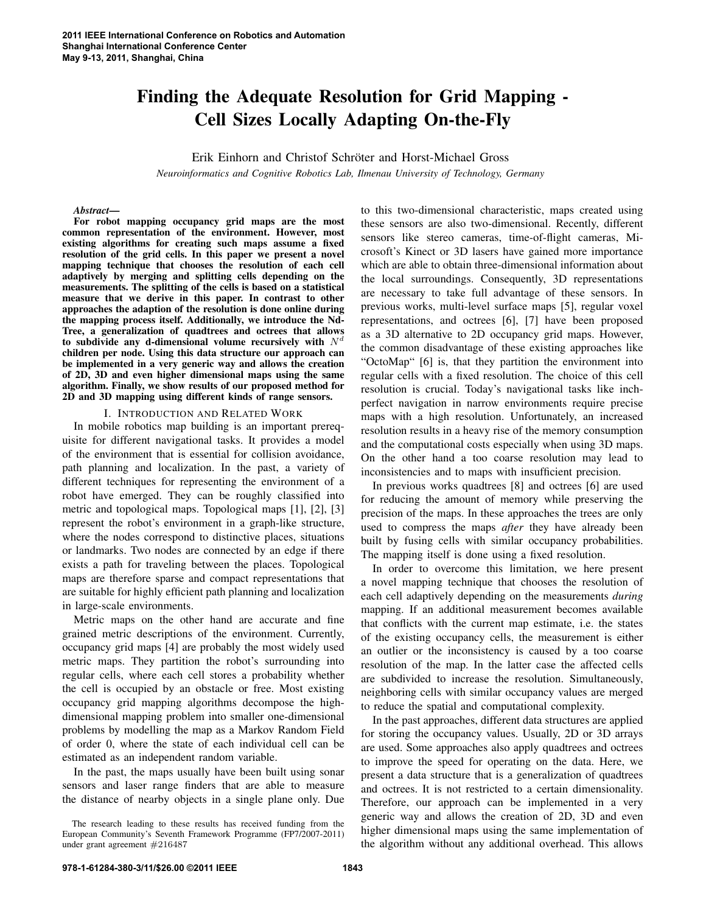# Finding the Adequate Resolution for Grid Mapping - Cell Sizes Locally Adapting On-the-Fly

Erik Einhorn and Christof Schröter and Horst-Michael Gross

*Neuroinformatics and Cognitive Robotics Lab, Ilmenau University of Technology, Germany*

***Abstract*— For robot mapping occupancy grid maps are the most common representation of the environment. However, most existing algorithms for creating such maps assume a fixed resolution of the grid cells. In this paper we present a novel mapping technique that chooses the resolution of each cell adaptively by merging and splitting cells depending on the measurements. The splitting of the cells is based on a statistical measure that we derive in this paper. In contrast to other approaches the adaption of the resolution is done online during the mapping process itself. Additionally, we introduce the Nd-Tree, a generalization of quadtrees and octrees that allows to subdivide any d-dimensional volume recursively with $N^d$ children per node. Using this data structure our approach can be implemented in a very generic way and allows the creation of 2D, 3D and even higher dimensional maps using the same algorithm. Finally, we show results of our proposed method for 2D and 3D mapping using different kinds of range sensors.**

## I. Introduction and Related Work

In mobile robotics map building is an important prerequisite for different navigational tasks. It provides a model of the environment that is essential for collision avoidance, path planning and localization. In the past, a variety of different techniques for representing the environment of a robot have emerged. They can be roughly classified into metric and topological maps. Topological maps [1], [2], [3] represent the robot's environment in a graph-like structure, where the nodes correspond to distinctive places, situations or landmarks. Two nodes are connected by an edge if there exists a path for traveling between the places. Topological maps are therefore sparse and compact representations that are suitable for highly efficient path planning and localization in large-scale environments.

Metric maps on the other hand are accurate and fine grained metric descriptions of the environment. Currently, occupancy grid maps [4] are probably the most widely used metric maps. They partition the robot's surrounding into regular cells, where each cell stores a probability whether the cell is occupied by an obstacle or free. Most existing occupancy grid mapping algorithms decompose the high-dimensional mapping problem into smaller one-dimensional problems by modelling the map as a Markov Random Field of order 0, where the state of each individual cell can be estimated as an independent random variable.

In the past, the maps usually have been built using sonar sensors and laser range finders that are able to measure the distance of nearby objects in a single plane only. Due to this two-dimensional characteristic, maps created using these sensors are also two-dimensional. Recently, different sensors like stereo cameras, time-of-flight cameras, Microsoft's Kinect or 3D lasers have gained more importance which are able to obtain three-dimensional information about the local surroundings. Consequently, 3D representations are necessary to take full advantage of these sensors. In previous works, multi-level surface maps [5], regular voxel representations, and octrees [6], [7] have been proposed as a 3D alternative to 2D occupancy grid maps. However, the common disadvantage of these existing approaches like "OctoMap" [6] is, that they partition the environment into regular cells with a fixed resolution. The choice of this cell resolution is crucial. Today's navigational tasks like inch-perfect navigation in narrow environments require precise maps with a high resolution. Unfortunately, an increased resolution results in a heavy rise of the memory consumption and the computational costs especially when using 3D maps. On the other hand a too coarse resolution may lead to inconsistencies and to maps with insufficient precision.

In previous works quadtrees [8] and octrees [6] are used for reducing the amount of memory while preserving the precision of the maps. In these approaches the trees are only used to compress the maps *after* they have already been built by fusing cells with similar occupancy probabilities. The mapping itself is done using a fixed resolution.

In order to overcome this limitation, we here present a novel mapping technique that chooses the resolution of each cell adaptively depending on the measurements *during* mapping. If an additional measurement becomes available that conflicts with the current map estimate, i.e. the states of the existing occupancy cells, the measurement is either an outlier or the inconsistency is caused by a too coarse resolution of the map. In the latter case the affected cells are subdivided to increase the resolution. Simultaneously, neighboring cells with similar occupancy values are merged to reduce the spatial and computational complexity.

In the past approaches, different data structures are applied for storing the occupancy values. Usually, 2D or 3D arrays are used. Some approaches also apply quadtrees and octrees to improve the speed for operating on the data. Here, we present a data structure that is a generalization of quadtrees and octrees. It is not restricted to a certain dimensionality. Therefore, our approach can be implemented in a very generic way and allows the creation of 2D, 3D and even higher dimensional maps using the same implementation of the algorithm without any additional overhead. This allows

The research leading to these results has received funding from the European Community's Seventh Framework Programme (FP7/2007-2011) under grant agreement #216487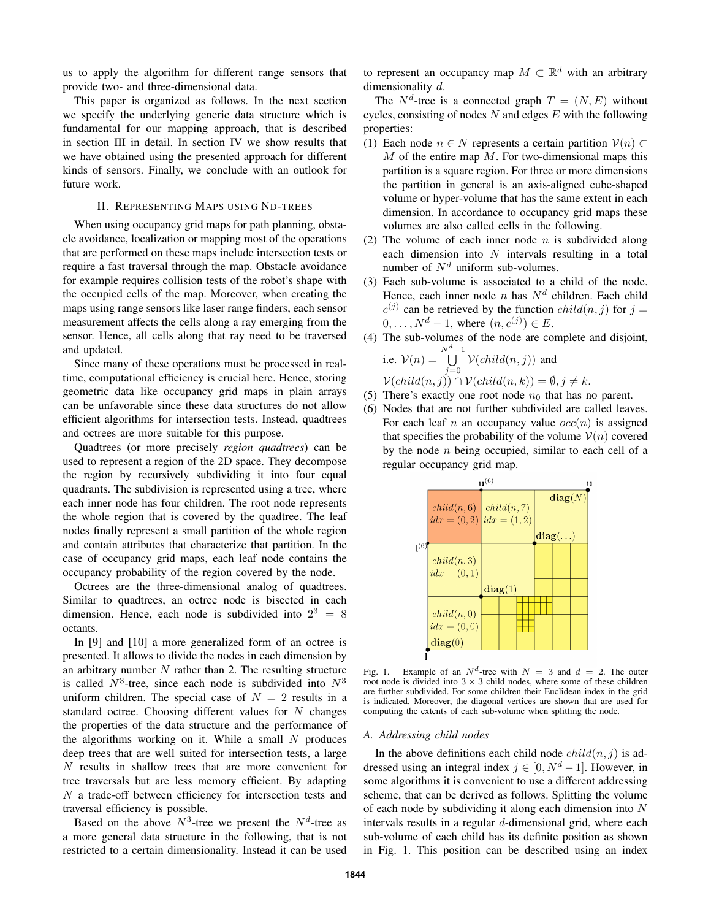us to apply the algorithm for different range sensors that provide two- and three-dimensional data.

This paper is organized as follows. In the next section we specify the underlying generic data structure which is fundamental for our mapping approach, that is described in section III in detail. In section IV we show results that we have obtained using the presented approach for different kinds of sensors. Finally, we conclude with an outlook for future work.

## II. Representing Maps using ND-trees

When using occupancy grid maps for path planning, obstacle avoidance, localization or mapping most of the operations that are performed on these maps include intersection tests or require a fast traversal through the map. Obstacle avoidance for example requires collision tests of the robot's shape with the occupied cells of the map. Moreover, when creating the maps using range sensors like laser range finders, each sensor measurement affects the cells along a ray emerging from the sensor. Hence, all cells along that ray need to be traversed and updated.

Since many of these operations must be processed in real-time, computational efficiency is crucial here. Hence, storing geometric data like occupancy grid maps in plain arrays can be unfavorable since these data structures do not allow efficient algorithms for intersection tests. Instead, quadtrees and octrees are more suitable for this purpose.

Quadtrees (or more precisely *region quadtrees*) can be used to represent a region of the 2D space. They decompose the region by recursively subdividing it into four equal quadrants. The subdivision is represented using a tree, where each inner node has four children. The root node represents the whole region that is covered by the quadtree. The leaf nodes finally represent a small partition of the whole region and contain attributes that characterize that partition. In the case of occupancy grid maps, each leaf node contains the occupancy probability of the region covered by the node.

Octrees are the three-dimensional analog of quadtrees. Similar to quadtrees, an octree node is bisected in each dimension. Hence, each node is subdivided into $2^3 = 8$ octants.

In [9] and [10] a more generalized form of an octree is presented. It allows to divide the nodes in each dimension by an arbitrary number $N$ rather than 2. The resulting structure is called $N^3$-tree, since each node is subdivided into $N^3$ uniform children. The special case of $N = 2$ results in a standard octree. Choosing different values for $N$ changes the properties of the data structure and the performance of the algorithms working on it. While a small $N$ produces deep trees that are well suited for intersection tests, a large $N$ results in shallow trees that are more convenient for tree traversals but are less memory efficient. By adapting $N$ a trade-off between efficiency for intersection tests and traversal efficiency is possible.

Based on the above $N^3$-tree we present the $N^d$-tree as a more general data structure in the following, that is not restricted to a certain dimensionality. Instead it can be used to represent an occupancy map $M \subset \mathbb{R}^d$ with an arbitrary dimensionality $d$.

The $N^d$-tree is a connected graph $T = (N, E)$ without cycles, consisting of nodes $N$ and edges $E$ with the following properties:

1. Each node $n \in N$ represents a certain partition $\mathcal{V}(n) \subset M$ of the entire map $M$. For two-dimensional maps this partition is a square region. For three or more dimensions the partition in general is an axis-aligned cube-shaped volume or hyper-volume that has the same extent in each dimension. In accordance to occupancy grid maps these volumes are also called cells in the following.
2. The volume of each inner node $n$ is subdivided along each dimension into $N$ intervals resulting in a total number of $N^d$ uniform sub-volumes.
3. Each sub-volume is associated to a child of the node. Hence, each inner node $n$ has $N^d$ children. Each child $c^{(j)}$ can be retrieved by the function $child(n, j)$ for $j = 0, \ldots, N^d - 1$, where $(n, c^{(j)}) \in E$.
4. The sub-volumes of the node are complete and disjoint, i.e. $\mathcal{V}(n) = \bigcup_{j=0}^{N^d-1} \mathcal{V}(child(n, j))$ and $\mathcal{V}(child(n, j)) \cap \mathcal{V}(child(n, k)) = \emptyset, j \neq k$.
5. There's exactly one root node $n_0$ that has no parent.
6. Nodes that are not further subdivided are called leaves. For each leaf $n$ an occupancy value $occ(n)$ is assigned that specifies the probability of the volume $\mathcal{V}(n)$ covered by the node $n$ being occupied, similar to each cell of a regular occupancy grid map.

Fig. 1. Example of an $N^d$-tree with $N = 3$ and $d = 2$. The outer root node is divided into $3 \times 3$ child nodes, where some of these children are further subdivided. For some children their Euclidean index in the grid is indicated. Moreover, the diagonal vertices are shown that are used for computing the extents of each sub-volume when splitting the node.

### A. Addressing child nodes

In the above definitions each child node $child(n, j)$ is addressed using an integral index $j \in [0, N^d - 1]$. However, in some algorithms it is convenient to use a different addressing scheme, that can be derived as follows. Splitting the volume of each node by subdividing it along each dimension into $N$ intervals results in a regular $d$-dimensional grid, where each sub-volume of each child has its definite position as shown in Fig. 1. This position can be described using an index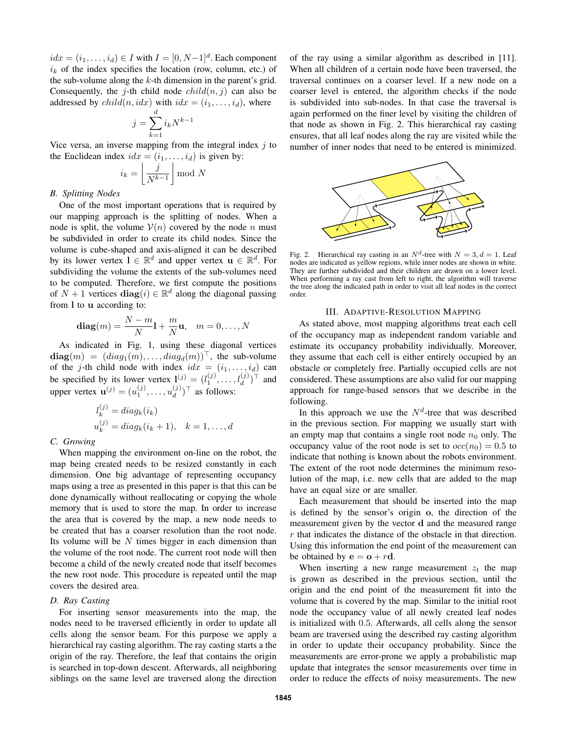$idx = (i_1, \ldots, i_d) \in I$ with $I = [0, N-1]^d$. Each component $i_k$ of the index specifies the location (row, column, etc.) of the sub-volume along the $k$-th dimension in the parent's grid. Consequently, the $j$-th child node $child(n, j)$ can also be addressed by $child(n, idx)$ with $idx = (i_1, \ldots, i_d)$, where

$$j = \sum_{k=1}^{d} i_k N^{k-1}$$

Vice versa, an inverse mapping from the integral index $j$ to the Euclidean index $idx = (i_1, \ldots, i_d)$ is given by:

$$i_k = \left\lfloor \frac{j}{N^{k-1}} \right\rfloor \bmod N$$

### B. Splitting Nodes

One of the most important operations that is required by our mapping approach is the splitting of nodes. When a node is split, the volume $\mathcal{V}(n)$ covered by the node $n$ must be subdivided in order to create its child nodes. Since the volume is cube-shaped and axis-aligned it can be described by its lower vertex $\mathbf{l} \in \mathbb{R}^d$ and upper vertex $\mathbf{u} \in \mathbb{R}^d$. For subdividing the volume the extents of the sub-volumes need to be computed. Therefore, we first compute the positions of $N+1$ vertices $\mathbf{diag}(i) \in \mathbb{R}^d$ along the diagonal passing from $\mathbf{l}$ to $\mathbf{u}$ according to:

$$\mathbf{diag}(m) = \frac{N-m}{N}\mathbf{l} + \frac{m}{N}\mathbf{u}, \quad m = 0, \ldots, N$$

As indicated in Fig. 1, using these diagonal vertices $\mathbf{diag}(m) = (diag_1(m), \ldots, diag_d(m))^\top$, the sub-volume of the $j$-th child node with index $idx = (i_1, \ldots, i_d)$ can be specified by its lower vertex $\mathbf{l}^{(j)} = (l_1^{(j)}, \ldots, l_d^{(j)})^\top$ and upper vertex $\mathbf{u}^{(j)} = (u_1^{(j)}, \ldots, u_d^{(j)})^\top$ as follows:

$$\begin{aligned} l_k^{(j)} &= diag_k(i_k) \\ u_k^{(j)} &= diag_k(i_k + 1), \quad k = 1, \ldots, d \end{aligned}$$

### C. Growing

When mapping the environment on-line on the robot, the map being created needs to be resized constantly in each dimension. One big advantage of representing occupancy maps using a tree as presented in this paper is that this can be done dynamically without reallocating or copying the whole memory that is used to store the map. In order to increase the area that is covered by the map, a new node needs to be created that has a coarser resolution than the root node. Its volume will be $N$ times bigger in each dimension than the volume of the root node. The current root node will then become a child of the newly created node that itself becomes the new root node. This procedure is repeated until the map covers the desired area.

### D. Ray Casting

For inserting sensor measurements into the map, the nodes need to be traversed efficiently in order to update all cells along the sensor beam. For this purpose we apply a hierarchical ray casting algorithm. The ray casting starts a the origin of the ray. Therefore, the leaf that contains the origin is searched in top-down descent. Afterwards, all neighboring siblings on the same level are traversed along the direction of the ray using a similar algorithm as described in [11]. When all children of a certain node have been traversed, the traversal continues on a coarser level. If a new node on a coarser level is entered, the algorithm checks if the node is subdivided into sub-nodes. In that case the traversal is again performed on the finer level by visiting the children of that node as shown in Fig. 2. This hierarchical ray casting ensures, that all leaf nodes along the ray are visited while the number of inner nodes that need to be entered is minimized.

Fig. 2. Hierarchical ray casting in an $N^d$-tree with $N = 3, d = 1$. Leaf nodes are indicated as yellow regions, while inner nodes are shown in white. They are further subdivided and their children are drawn on a lower level. When performing a ray cast from left to right, the algorithm will traverse the tree along the indicated path in order to visit all leaf nodes in the correct order.

## III. Adaptive-Resolution Mapping

As stated above, most mapping algorithms treat each cell of the occupancy map as independent random variable and estimate its occupancy probability individually. Moreover, they assume that each cell is either entirely occupied by an obstacle or completely free. Partially occupied cells are not considered. These assumptions are also valid for our mapping approach for range-based sensors that we describe in the following.

In this approach we use the $N^d$-tree that was described in the previous section. For mapping we usually start with an empty map that contains a single root node $n_0$ only. The occupancy value of the root node is set to $occ(n_0) = 0.5$ to indicate that nothing is known about the robots environment. The extent of the root node determines the minimum resolution of the map, i.e. new cells that are added to the map have an equal size or are smaller.

Each measurement that should be inserted into the map is defined by the sensor's origin $\mathbf{o}$, the direction of the measurement given by the vector $\mathbf{d}$ and the measured range $r$ that indicates the distance of the obstacle in that direction. Using this information the end point of the measurement can be obtained by $\mathbf{e} = \mathbf{o} + r\mathbf{d}$.

When inserting a new range measurement $z_t$ the map is grown as described in the previous section, until the origin and the end point of the measurement fit into the volume that is covered by the map. Similar to the initial root node the occupancy value of all newly created leaf nodes is initialized with $0.5$. Afterwards, all cells along the sensor beam are traversed using the described ray casting algorithm in order to update their occupancy probability. Since the measurements are error-prone we apply a probabilistic map update that integrates the sensor measurements over time in order to reduce the effects of noisy measurements. The new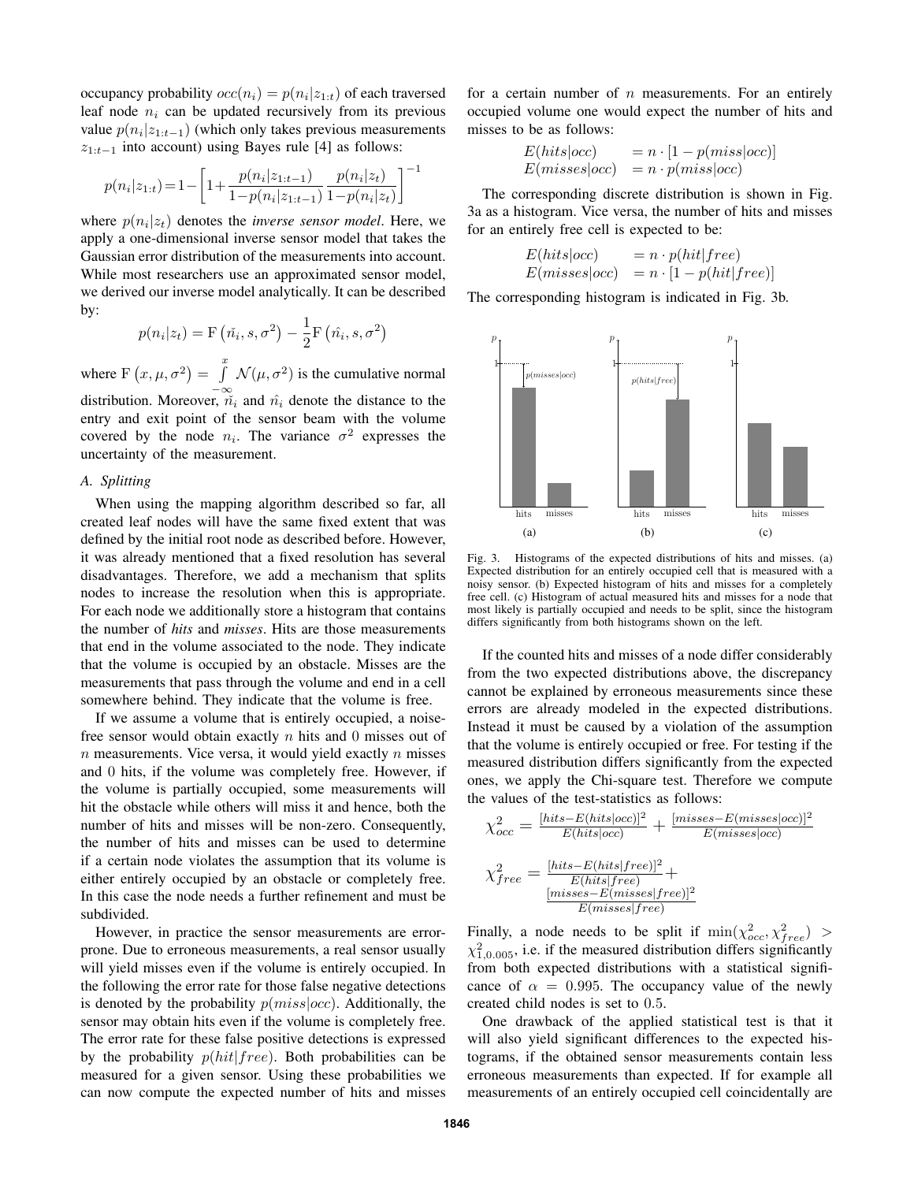occupancy probability $occ(n_i) = p(n_i|z_{1:t})$ of each traversed leaf node $n_i$ can be updated recursively from its previous value $p(n_i|z_{1:t-1})$ (which only takes previous measurements $z_{1:t-1}$ into account) using Bayes rule [4] as follows:

$$p(n_i|z_{1:t}) = 1 - \left[1 + \frac{p(n_i|z_{1:t-1})}{1-p(n_i|z_{1:t-1})} \frac{p(n_i|z_t)}{1-p(n_i|z_t)}\right]^{-1}$$

where $p(n_i|z_t)$ denotes the *inverse sensor model*. Here, we apply a one-dimensional inverse sensor model that takes the Gaussian error distribution of the measurements into account. While most researchers use an approximated sensor model, we derived our inverse model analytically. It can be described by:

$$p(n_i|z_t) = \mathrm{F}\left(\check{n}_i, s, \sigma^2\right) - \frac{1}{2}\mathrm{F}\left(\hat{n}_i, s, \sigma^2\right)$$

where $\mathrm{F}\left(x, \mu, \sigma^2\right) = \int_{-\infty}^{x} \mathcal{N}(\mu, \sigma^2)$ is the cumulative normal distribution. Moreover, $\check{n}_i$ and $\hat{n}_i$ denote the distance to the entry and exit point of the sensor beam with the volume covered by the node $n_i$. The variance $\sigma^2$ expresses the uncertainty of the measurement.

### A. Splitting

When using the mapping algorithm described so far, all created leaf nodes will have the same fixed extent that was defined by the initial root node as described before. However, it was already mentioned that a fixed resolution has several disadvantages. Therefore, we add a mechanism that splits nodes to increase the resolution when this is appropriate. For each node we additionally store a histogram that contains the number of *hits* and *misses*. Hits are those measurements that end in the volume associated to the node. They indicate that the volume is occupied by an obstacle. Misses are the measurements that pass through the volume and end in a cell somewhere behind. They indicate that the volume is free.

If we assume a volume that is entirely occupied, a noise-free sensor would obtain exactly $n$ hits and $0$ misses out of $n$ measurements. Vice versa, it would yield exactly $n$ misses and $0$ hits, if the volume was completely free. However, if the volume is partially occupied, some measurements will hit the obstacle while others will miss it and hence, both the number of hits and misses will be non-zero. Consequently, the number of hits and misses can be used to determine if a certain node violates the assumption that its volume is either entirely occupied by an obstacle or completely free. In this case the node needs a further refinement and must be subdivided.

However, in practice the sensor measurements are error-prone. Due to erroneous measurements, a real sensor usually will yield misses even if the volume is entirely occupied. In the following the error rate for those false negative detections is denoted by the probability $p(miss|occ)$. Additionally, the sensor may obtain hits even if the volume is completely free. The error rate for these false positive detections is expressed by the probability $p(hit|free)$. Both probabilities can be measured for a given sensor. Using these probabilities we can now compute the expected number of hits and misses for a certain number of $n$ measurements. For an entirely occupied volume one would expect the number of hits and misses to be as follows:

$$\begin{aligned} E(hits|occ) &= n \cdot [1 - p(miss|occ)] \\ E(misses|occ) &= n \cdot p(miss|occ) \end{aligned}$$

The corresponding discrete distribution is shown in Fig. 3a as a histogram. Vice versa, the number of hits and misses for an entirely free cell is expected to be:

$$\begin{aligned} E(hits|occ) &= n \cdot p(hit|free) \\ E(misses|occ) &= n \cdot [1 - p(hit|free)] \end{aligned}$$

The corresponding histogram is indicated in Fig. 3b.

Fig. 3. Histograms of the expected distributions of hits and misses. (a) Expected distribution for an entirely occupied cell that is measured with a noisy sensor. (b) Expected histogram of hits and misses for a completely free cell. (c) Histogram of actual measured hits and misses for a node that most likely is partially occupied and needs to be split, since the histogram differs significantly from both histograms shown on the left.

If the counted hits and misses of a node differ considerably from the two expected distributions above, the discrepancy cannot be explained by erroneous measurements since these errors are already modeled in the expected distributions. Instead it must be caused by a violation of the assumption that the volume is entirely occupied or free. For testing if the measured distribution differs significantly from the expected ones, we apply the Chi-square test. Therefore we compute the values of the test-statistics as follows:

$$\chi^2_{occ} = \frac{[hits - E(hits|occ)]^2}{E(hits|occ)} + \frac{[misses - E(misses|occ)]^2}{E(misses|occ)}$$

$$\chi^2_{free} = \frac{[hits - E(hits|free)]^2}{E(hits|free)} + \frac{[misses - E(misses|free)]^2}{E(misses|free)}$$

Finally, a node needs to be split if $\min(\chi^2_{occ}, \chi^2_{free}) > \chi^2_{1,0.005}$, i.e. if the measured distribution differs significantly from both expected distributions with a statistical significance of $\alpha = 0.995$. The occupancy value of the newly created child nodes is set to $0.5$.

One drawback of the applied statistical test is that it will also yield significant differences to the expected histograms, if the obtained sensor measurements contain less erroneous measurements than expected. If for example all measurements of an entirely occupied cell coincidentally are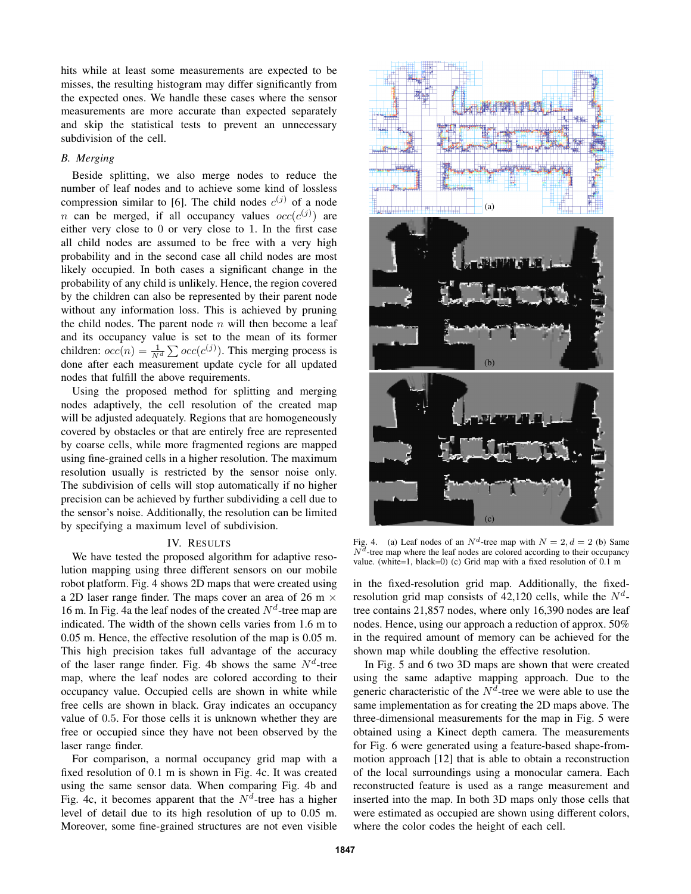hits while at least some measurements are expected to be misses, the resulting histogram may differ significantly from the expected ones. We handle these cases where the sensor measurements are more accurate than expected separately and skip the statistical tests to prevent an unnecessary subdivision of the cell.

### *B. Merging*

Beside splitting, we also merge nodes to reduce the number of leaf nodes and to achieve some kind of lossless compression similar to [6]. The child nodes $c^{(j)}$ of a node $n$ can be merged, if all occupancy values $occ(c^{(j)})$ are either very close to 0 or very close to 1. In the first case all child nodes are assumed to be free with a very high probability and in the second case all child nodes are most likely occupied. In both cases a significant change in the probability of any child is unlikely. Hence, the region covered by the children can also be represented by their parent node without any information loss. This is achieved by pruning the child nodes. The parent node $n$ will then become a leaf and its occupancy value is set to the mean of its former children: $occ(n) = \frac{1}{N^d} \sum occ(c^{(j)})$. This merging process is done after each measurement update cycle for all updated nodes that fulfill the above requirements.

Using the proposed method for splitting and merging nodes adaptively, the cell resolution of the created map will be adjusted adequately. Regions that are homogeneously covered by obstacles or that are entirely free are represented by coarse cells, while more fragmented regions are mapped using fine-grained cells in a higher resolution. The maximum resolution usually is restricted by the sensor noise only. The subdivision of cells will stop automatically if no higher precision can be achieved by further subdividing a cell due to the sensor's noise. Additionally, the resolution can be limited by specifying a maximum level of subdivision.

## IV. Results

We have tested the proposed algorithm for adaptive resolution mapping using three different sensors on our mobile robot platform. Fig. 4 shows 2D maps that were created using a 2D laser range finder. The maps cover an area of 26 m × 16 m. In Fig. 4a the leaf nodes of the created $N^d$-tree map are indicated. The width of the shown cells varies from 1.6 m to 0.05 m. Hence, the effective resolution of the map is 0.05 m. This high precision takes full advantage of the accuracy of the laser range finder. Fig. 4b shows the same $N^d$-tree map, where the leaf nodes are colored according to their occupancy value. Occupied cells are shown in white while free cells are shown in black. Gray indicates an occupancy value of 0.5. For those cells it is unknown whether they are free or occupied since they have not been observed by the laser range finder.

For comparison, a normal occupancy grid map with a fixed resolution of 0.1 m is shown in Fig. 4c. It was created using the same sensor data. When comparing Fig. 4b and Fig. 4c, it becomes apparent that the $N^d$-tree has a higher level of detail due to its high resolution of up to 0.05 m. Moreover, some fine-grained structures are not even visible in the fixed-resolution grid map. Additionally, the fixed-resolution grid map consists of 42,120 cells, while the $N^d$-tree contains 21,857 nodes, where only 16,390 nodes are leaf nodes. Hence, using our approach a reduction of approx. 50% in the required amount of memory can be achieved for the shown map while doubling the effective resolution.

Fig. 4. (a) Leaf nodes of an $N^d$-tree map with $N = 2, d = 2$ (b) Same $N^d$-tree map where the leaf nodes are colored according to their occupancy value. (white=1, black=0) (c) Grid map with a fixed resolution of 0.1 m

In Fig. 5 and 6 two 3D maps are shown that were created using the same adaptive mapping approach. Due to the generic characteristic of the $N^d$-tree we were able to use the same implementation as for creating the 2D maps above. The three-dimensional measurements for the map in Fig. 5 were obtained using a Kinect depth camera. The measurements for Fig. 6 were generated using a feature-based shape-from-motion approach [12] that is able to obtain a reconstruction of the local surroundings using a monocular camera. Each reconstructed feature is used as a range measurement and inserted into the map. In both 3D maps only those cells that were estimated as occupied are shown using different colors, where the color codes the height of each cell.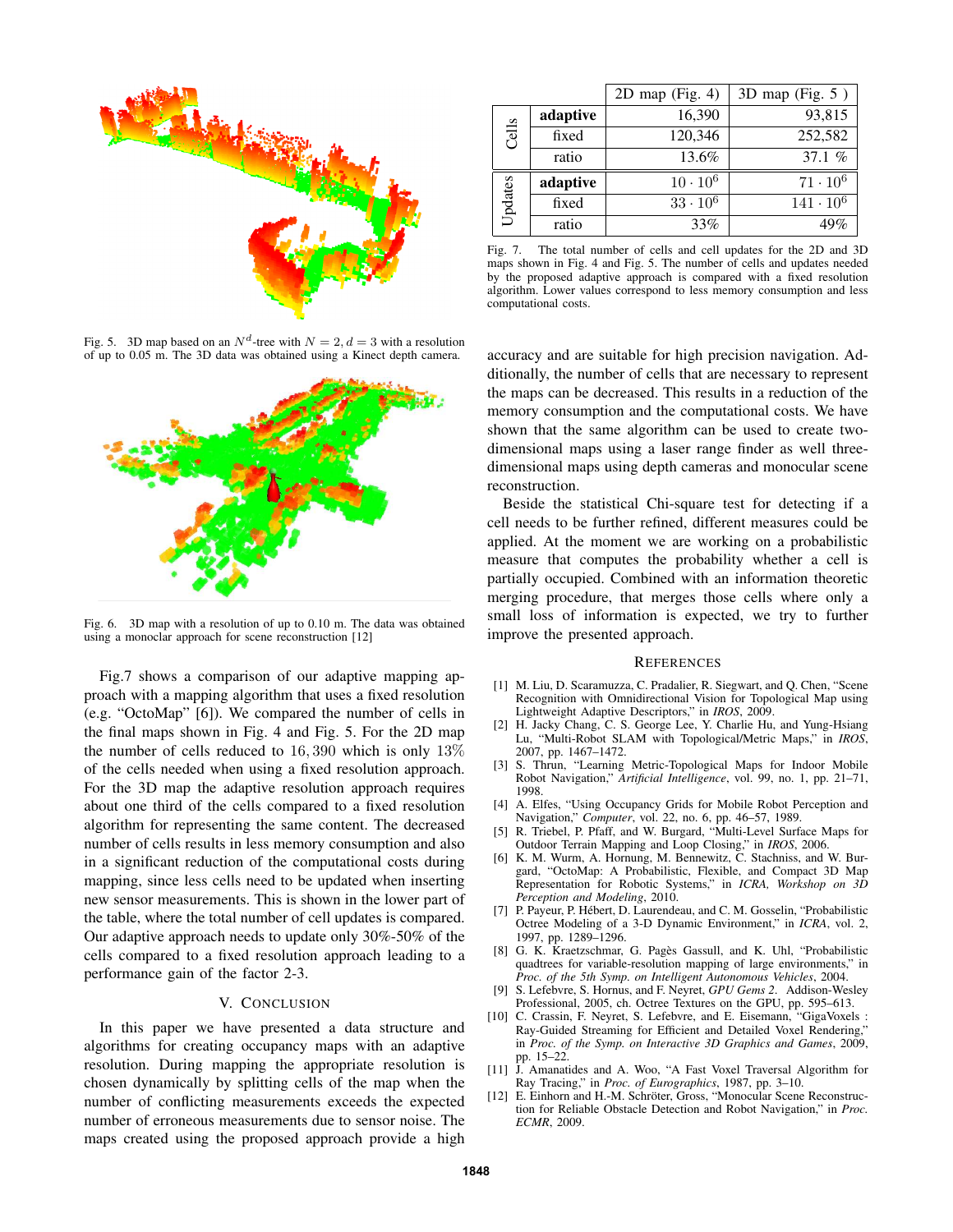Fig. 5. 3D map based on an $N^d$-tree with $N = 2, d = 3$ with a resolution of up to 0.05 m. The 3D data was obtained using a Kinect depth camera.

Fig. 6. 3D map with a resolution of up to 0.10 m. The data was obtained using a monoclar approach for scene reconstruction [12]

Fig.7 shows a comparison of our adaptive mapping approach with a mapping algorithm that uses a fixed resolution (e.g. "OctoMap" [6]). We compared the number of cells in the final maps shown in Fig. 4 and Fig. 5. For the 2D map the number of cells reduced to $16,390$ which is only $13\%$ of the cells needed when using a fixed resolution approach. For the 3D map the adaptive resolution approach requires about one third of the cells compared to a fixed resolution algorithm for representing the same content. The decreased number of cells results in less memory consumption and also in a significant reduction of the computational costs during mapping, since less cells need to be updated when inserting new sensor measurements. This is shown in the lower part of the table, where the total number of cell updates is compared. Our adaptive approach needs to update only 30%-50% of the cells compared to a fixed resolution approach leading to a performance gain of the factor 2-3.

| | | 2D map (Fig. 4) | 3D map (Fig. 5 ) |
|---|---|---|---|
| Cells | **adaptive** | 16,390 | 93,815 |
| | fixed | 120,346 | 252,582 |
| | ratio | 13.6% | 37.1 % |
| Updates | **adaptive** | $10 \cdot 10^6$ | $71 \cdot 10^6$ |
| | fixed | $33 \cdot 10^6$ | $141 \cdot 10^6$ |
| | ratio | 33% | 49% |

Fig. 7. The total number of cells and cell updates for the 2D and 3D maps shown in Fig. 4 and Fig. 5. The number of cells and updates needed by the proposed adaptive approach is compared with a fixed resolution algorithm. Lower values correspond to less memory consumption and less computational costs.

## V. Conclusion

In this paper we have presented a data structure and algorithms for creating occupancy maps with an adaptive resolution. During mapping the appropriate resolution is chosen dynamically by splitting cells of the map when the number of conflicting measurements exceeds the expected number of erroneous measurements due to sensor noise. The maps created using the proposed approach provide a high accuracy and are suitable for high precision navigation. Additionally, the number of cells that are necessary to represent the maps can be decreased. This results in a reduction of the memory consumption and the computational costs. We have shown that the same algorithm can be used to create two-dimensional maps using a laser range finder as well three-dimensional maps using depth cameras and monocular scene reconstruction.

Beside the statistical Chi-square test for detecting if a cell needs to be further refined, different measures could be applied. At the moment we are working on a probabilistic measure that computes the probability whether a cell is partially occupied. Combined with an information theoretic merging procedure, that merges those cells where only a small loss of information is expected, we try to further improve the presented approach.

## References

[1] M. Liu, D. Scaramuzza, C. Pradalier, R. Siegwart, and Q. Chen, "Scene Recognition with Omnidirectional Vision for Topological Map using Lightweight Adaptive Descriptors," in *IROS*, 2009.

[2] H. Jacky Chang, C. S. George Lee, Y. Charlie Hu, and Yung-Hsiang Lu, "Multi-Robot SLAM with Topological/Metric Maps," in *IROS*, 2007, pp. 1467–1472.

[3] S. Thrun, "Learning Metric-Topological Maps for Indoor Mobile Robot Navigation," *Artificial Intelligence*, vol. 99, no. 1, pp. 21–71, 1998.

[4] A. Elfes, "Using Occupancy Grids for Mobile Robot Perception and Navigation," *Computer*, vol. 22, no. 6, pp. 46–57, 1989.

[5] R. Triebel, P. Pfaff, and W. Burgard, "Multi-Level Surface Maps for Outdoor Terrain Mapping and Loop Closing," in *IROS*, 2006.

[6] K. M. Wurm, A. Hornung, M. Bennewitz, C. Stachniss, and W. Burgard, "OctoMap: A Probabilistic, Flexible, and Compact 3D Map Representation for Robotic Systems," in *ICRA, Workshop on 3D Perception and Modeling*, 2010.

[7] P. Payeur, P. Hébert, D. Laurendeau, and C. M. Gosselin, "Probabilistic Octree Modeling of a 3-D Dynamic Environment," in *ICRA*, vol. 2, 1997, pp. 1289–1296.

[8] G. K. Kraetzschmar, G. Pagès Gassull, and K. Uhl, "Probabilistic quadtrees for variable-resolution mapping of large environments," in *Proc. of the 5th Symp. on Intelligent Autonomous Vehicles*, 2004.

[9] S. Lefebvre, S. Hornus, and F. Neyret, *GPU Gems 2*. Addison-Wesley Professional, 2005, ch. Octree Textures on the GPU, pp. 595–613.

[10] C. Crassin, F. Neyret, S. Lefebvre, and E. Eisemann, "GigaVoxels : Ray-Guided Streaming for Efficient and Detailed Voxel Rendering," in *Proc. of the Symp. on Interactive 3D Graphics and Games*, 2009, pp. 15–22.

[11] J. Amanatides and A. Woo, "A Fast Voxel Traversal Algorithm for Ray Tracing," in *Proc. of Eurographics*, 1987, pp. 3–10.

[12] E. Einhorn and H.-M. Schröter, Gross, "Monocular Scene Reconstruction for Reliable Obstacle Detection and Robot Navigation," in *Proc. ECMR*, 2009.